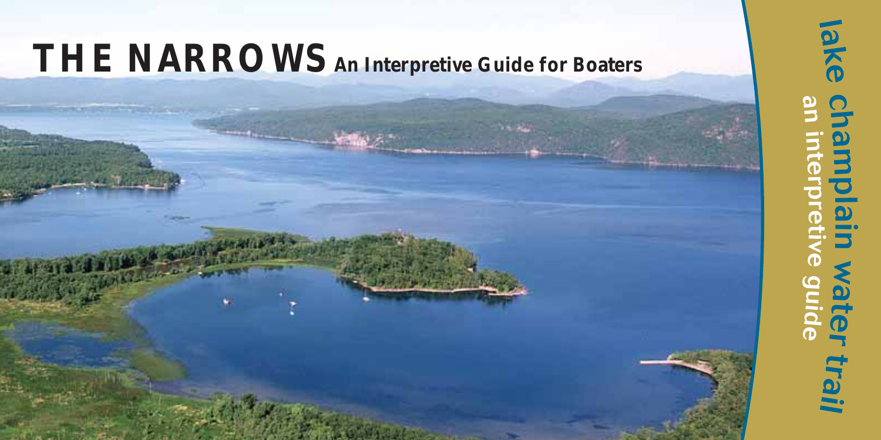# THE NARROWS An Interpretive Guide for Boaters

**lake champlain water trail**

an interpretive guide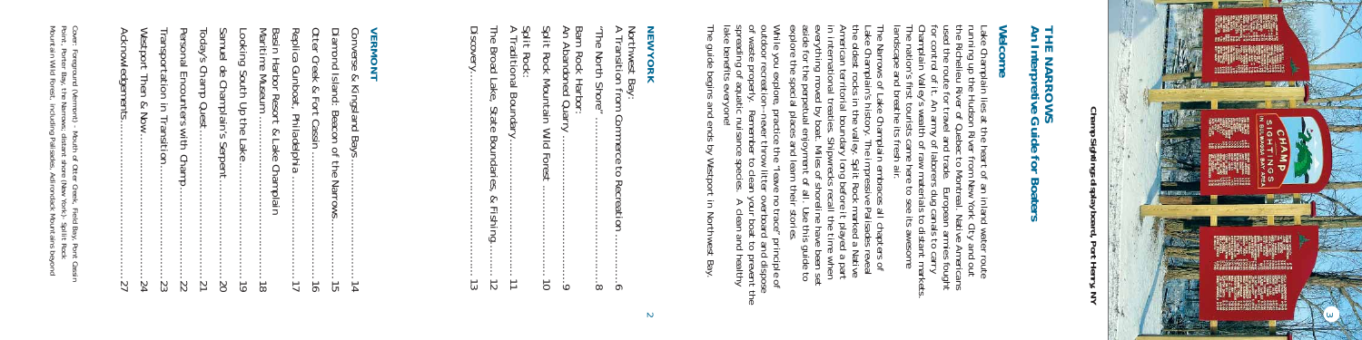# THE NARROWS

## An Interpretive Guide for Boaters

### Welcome

Lake Champlain lies at the heart of an inland water route running up the Hudson River from New York City and out the Richelieu River of Quebec to Montreal. Native Americans used the route for travel and trade. European armies fought for control of it. An army of laborers dug canals to carry Champlain Valley's wealth of raw materials to distant markets. The nation's first tourists came here to see its awesome landscape and breathe its fresh air.

The Narrows of Lake Champlain embraces all chapters of Lake Champlain's history. The impressive Palisades reveal the oldest rocks in the valley. Split Rock marked a Native American territorial boundary long before it played a part in international treaties. Shipwrecks recall the time when everything moved by boat. Miles of shoreline have been set aside for the perpetual enjoyment of all. Use this guide to explore the special places and learn their stories.

While you explore, practice the "leave no trace" principle of outdoor recreation—never throw litter overboard and dispose of waste properly. Remember to clean your boat to prevent the spreading of aquatic nuisance species. A clean and healthy lake benefits everyone!

The guide begins and ends by Westport in Northwest Bay.

### NEW YORK

Northwest Bay:
A Transition from Commerce to Recreation............6

"The North Shore"..........................................8

Barn Rock Harbor:
An Abandoned Quarry......................................9

Split Rock Mountain Wild Forest.......................10

Split Rock:
A Traditional Boundary...................................11

The Broad Lake, State Boundaries, & Fishing........12

Discovery....................................................13

### VERMONT

Converse & Kingsland Bays................................14

Diamond Island: Beacon of the Narrows................15

Otter Creek & Fort Cassin..................................16

Replica Gunboat, Philadelphia............................17

Basin Harbor Resort & Lake Champlain
Maritime Museum............................................18

Looking South Up the Lake................................19

Samuel de Champlain's Serpent...........................20

Today's Champ Quest........................................21

Personal Encounters with Champ.........................22

Transportation in Transition...............................23

Westport Then & Now.......................................24

Acknowledgements...........................................27

Cover: Foreground (Vermont) - Mouth of Otter Creek, Field Bay, Fort Cassin Point, Porter Bay, the Narrows, distant shoreline (New York) - Split Rock Mountain Wild Forest, including Palisades, Adirondack Mountains beyond

Champ Sightings display board, Port Henry, NY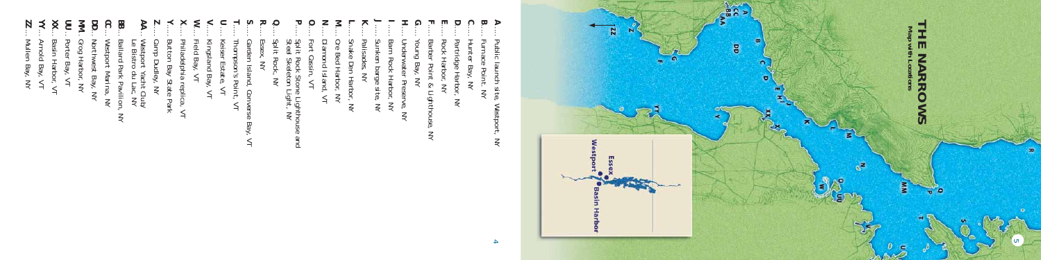A.... Public launch site, Westport, NY
B.... Furnace Point, NY
C.... Hunter Bay, NY
D.... Partridge Harbor, NY
E.... Rock Harbor, NY
F.... Barber Point & Lighthouse, NY
G.... Young Bay, NY
H.... Underwater Preserve, NY
I..... Barn Rock Harbor, NY
J..... Sunken barge site, NY
K.... Palisades, NY
L.... Snake Den Harbor, NY
M.... Ore Bed Harbor, NY
N.... Diamond Island, VT
O.... Fort Cassin, VT
P.... Split Rock Stone Lighthouse and Steel Skeleton Light, NY
Q.... Split Rock, NY
R.... Essex, NY
S.... Garden Island, Converse Bay, VT
T.... Thompson's Point, VT
U.... Keiser Estate, VT
V.... Kingsland Bay, VT
W.... Field Bay, VT
X.... Philadelphia replica, VT
Y.... Button Bay State Park
Z.... Camp Dudley, NY
AA.. Westport Yacht Club/ Le Bistro du Lac, NY
BB.. Ballard Park Pavilion, NY
CC.. Westport Marina, NY
DD.. Northwest Bay, NY
MM.. Grog Harbor, NY
UU.. Porter Bay, VT
XX.. Basin Harbor, VT
YY.. Arnold Bay, VT
ZZ.. Mullen Bay, NY

# THE NARROWS

Map with Locations

Essex

Westport

Basin Harbor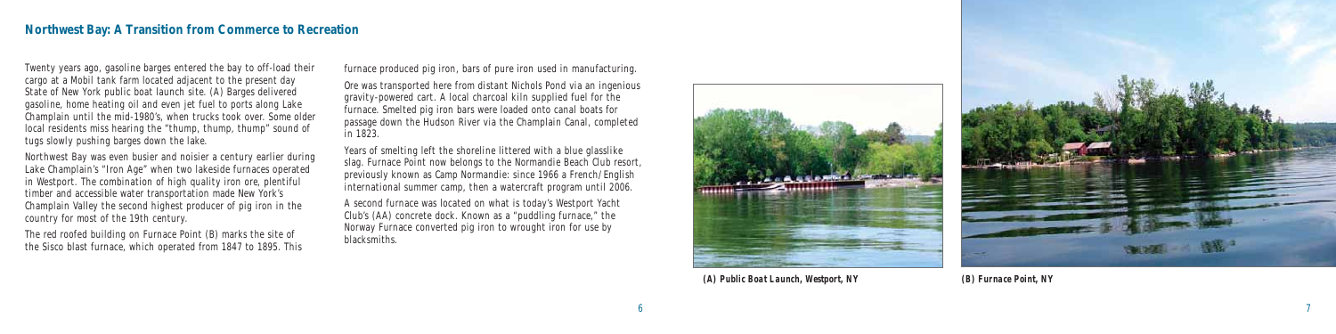## Northwest Bay: A Transition from Commerce to Recreation

Twenty years ago, gasoline barges entered the bay to off-load their cargo at a Mobil tank farm located adjacent to the present day State of New York public boat launch site. (A) Barges delivered gasoline, home heating oil and even jet fuel to ports along Lake Champlain until the mid-1980's, when trucks took over. Some older local residents miss hearing the "thump, thump, thump" sound of tugs slowly pushing barges down the lake.

Northwest Bay was even busier and noisier a century earlier during Lake Champlain's "Iron Age" when two lakeside furnaces operated in Westport. The combination of high quality iron ore, plentiful timber and accessible water transportation made New York's Champlain Valley the second highest producer of pig iron in the country for most of the 19th century.

The red roofed building on Furnace Point (B) marks the site of the Sisco blast furnace, which operated from 1847 to 1895. This furnace produced pig iron, bars of pure iron used in manufacturing.

Ore was transported here from distant Nichols Pond via an ingenious gravity-powered cart. A local charcoal kiln supplied fuel for the furnace. Smelted pig iron bars were loaded onto canal boats for passage down the Hudson River via the Champlain Canal, completed in 1823.

Years of smelting left the shoreline littered with a blue glasslike slag. Furnace Point now belongs to the Normandie Beach Club resort, previously known as Camp Normandie: since 1966 a French/English international summer camp, then a watercraft program until 2006.

A second furnace was located on what is today's Westport Yacht Club's (AA) concrete dock. Known as a "puddling furnace," the Norway Furnace converted pig iron to wrought iron for use by blacksmiths.

***(A) Public Boat Launch, Westport, NY***

***(B) Furnace Point, NY***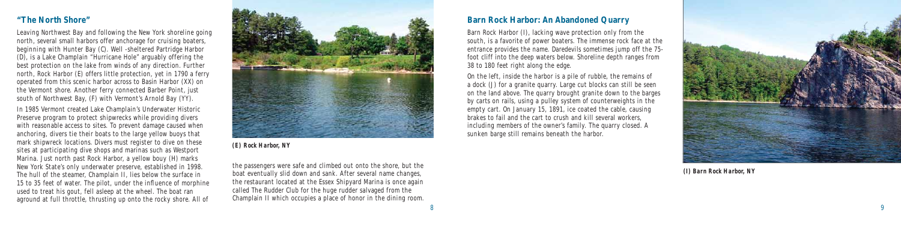## "The North Shore"

Leaving Northwest Bay and following the New York shoreline going north, several small harbors offer anchorage for cruising boaters, beginning with Hunter Bay (C). Well -sheltered Partridge Harbor (D), is a Lake Champlain "Hurricane Hole" arguably offering the best protection on the lake from winds of any direction. Further north, Rock Harbor (E) offers little protection, yet in 1790 a ferry operated from this scenic harbor across to Basin Harbor (XX) on the Vermont shore. Another ferry connected Barber Point, just south of Northwest Bay, (F) with Vermont's Arnold Bay (YY).

In 1985 Vermont created Lake Champlain's Underwater Historic Preserve program to protect shipwrecks while providing divers with reasonable access to sites. To prevent damage caused when anchoring, divers tie their boats to the large yellow buoys that mark shipwreck locations. Divers must register to dive on these sites at participating dive shops and marinas such as Westport Marina. Just north past Rock Harbor, a yellow bouy (H) marks New York State's only underwater preserve, established in 1998. The hull of the steamer, Champlain II, lies below the surface in 15 to 35 feet of water. The pilot, under the influence of morphine used to treat his gout, fell asleep at the wheel. The boat ran aground at full throttle, thrusting up onto the rocky shore. All of the passengers were safe and climbed out onto the shore, but the boat eventually slid down and sank. After several name changes, the restaurant located at the Essex Shipyard Marina is once again called The Rudder Club for the huge rudder salvaged from the Champlain II which occupies a place of honor in the dining room.

*(E) Rock Harbor, NY*

## Barn Rock Harbor: An Abandoned Quarry

Barn Rock Harbor (I), lacking wave protection only from the south, is a favorite of power boaters. The immense rock face at the entrance provides the name. Daredevils sometimes jump off the 75-foot cliff into the deep waters below. Shoreline depth ranges from 38 to 180 feet right along the edge.

On the left, inside the harbor is a pile of rubble, the remains of a dock (J) for a granite quarry. Large cut blocks can still be seen on the land above. The quarry brought granite down to the barges by carts on rails, using a pulley system of counterweights in the empty cart. On January 15, 1891, ice coated the cable, causing brakes to fail and the cart to crush and kill several workers, including members of the owner's family. The quarry closed. A sunken barge still remains beneath the harbor.

*(I) Barn Rock Harbor, NY*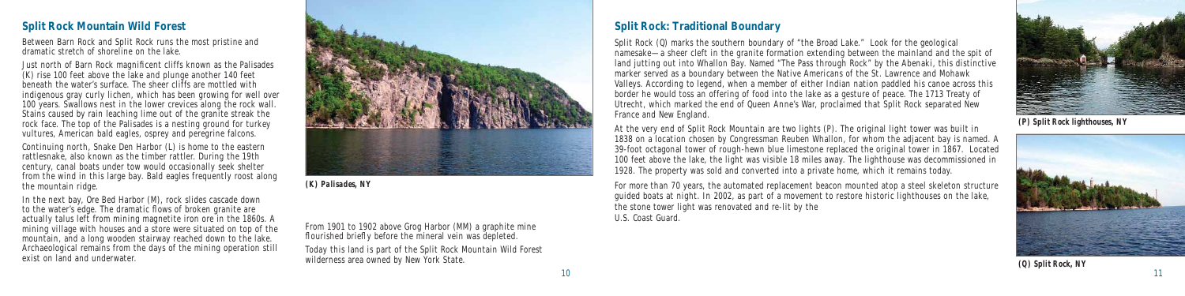## Split Rock Mountain Wild Forest

Between Barn Rock and Split Rock runs the most pristine and dramatic stretch of shoreline on the lake.

Just north of Barn Rock magnificent cliffs known as the Palisades (K) rise 100 feet above the lake and plunge another 140 feet beneath the water's surface. The sheer cliffs are mottled with indigenous gray curly lichen, which has been growing for well over 100 years. Swallows nest in the lower crevices along the rock wall. Stains caused by rain leaching lime out of the granite streak the rock face. The top of the Palisades is a nesting ground for turkey vultures, American bald eagles, osprey and peregrine falcons.

Continuing north, Snake Den Harbor (L) is home to the eastern rattlesnake, also known as the timber rattler. During the 19th century, canal boats under tow would occasionally seek shelter from the wind in this large bay. Bald eagles frequently roost along the mountain ridge.

In the next bay, Ore Bed Harbor (M), rock slides cascade down to the water's edge. The dramatic flows of broken granite are actually talus left from mining magnetite iron ore in the 1860s. A mining village with houses and a store were situated on top of the mountain, and a long wooden stairway reached down to the lake. Archaeological remains from the days of the mining operation still exist on land and underwater.

*(K) Palisades, NY*

From 1901 to 1902 above Grog Harbor (MM) a graphite mine flourished briefly before the mineral vein was depleted.

Today this land is part of the Split Rock Mountain Wild Forest wilderness area owned by New York State.

## Split Rock: Traditional Boundary

Split Rock (Q) marks the southern boundary of "the Broad Lake." Look for the geological namesake—a sheer cleft in the granite formation extending between the mainland and the spit of land jutting out into Whallon Bay. Named "The Pass through Rock" by the Abenaki, this distinctive marker served as a boundary between the Native Americans of the St. Lawrence and Mohawk Valleys. According to legend, when a member of either Indian nation paddled his canoe across this border he would toss an offering of food into the lake as a gesture of peace. The 1713 Treaty of Utrecht, which marked the end of Queen Anne's War, proclaimed that Split Rock separated New France and New England.

At the very end of Split Rock Mountain are two lights (P). The original light tower was built in 1838 on a location chosen by Congressman Reuben Whallon, for whom the adjacent bay is named. A 39-foot octagonal tower of rough-hewn blue limestone replaced the original tower in 1867. Located 100 feet above the lake, the light was visible 18 miles away. The lighthouse was decommissioned in 1928. The property was sold and converted into a private home, which it remains today.

For more than 70 years, the automated replacement beacon mounted atop a steel skeleton structure guided boats at night. In 2002, as part of a movement to restore historic lighthouses on the lake, the stone tower light was renovated and re-lit by the U.S. Coast Guard.

*(P) Split Rock lighthouses, NY*

*(Q) Split Rock, NY*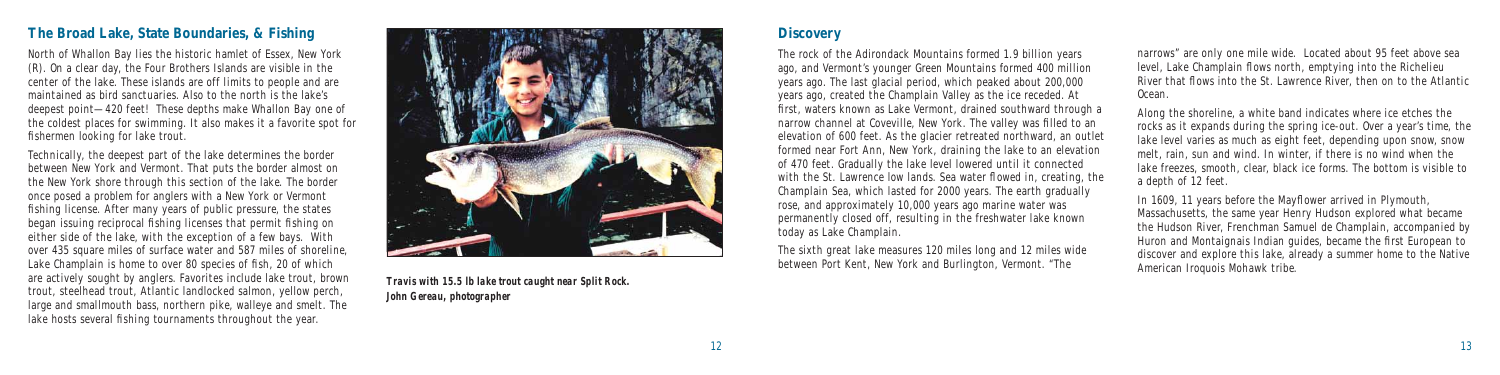## The Broad Lake, State Boundaries, & Fishing

North of Whallon Bay lies the historic hamlet of Essex, New York (R). On a clear day, the Four Brothers Islands are visible in the center of the lake. These islands are off limits to people and are maintained as bird sanctuaries. Also to the north is the lake's deepest point—420 feet! These depths make Whallon Bay one of the coldest places for swimming. It also makes it a favorite spot for fishermen looking for lake trout.

Technically, the deepest part of the lake determines the border between New York and Vermont. That puts the border almost on the New York shore through this section of the lake. The border once posed a problem for anglers with a New York or Vermont fishing license. After many years of public pressure, the states began issuing reciprocal fishing licenses that permit fishing on either side of the lake, with the exception of a few bays. With over 435 square miles of surface water and 587 miles of shoreline, Lake Champlain is home to over 80 species of fish, 20 of which are actively sought by anglers. Favorites include lake trout, brown trout, steelhead trout, Atlantic landlocked salmon, yellow perch, large and smallmouth bass, northern pike, walleye and smelt. The lake hosts several fishing tournaments throughout the year.

***Travis with 15.5 lb lake trout caught near Split Rock. John Gereau, photographer***

## Discovery

The rock of the Adirondack Mountains formed 1.9 billion years ago, and Vermont's younger Green Mountains formed 400 million years ago. The last glacial period, which peaked about 200,000 years ago, created the Champlain Valley as the ice receded. At first, waters known as Lake Vermont, drained southward through a narrow channel at Coveville, New York. The valley was filled to an elevation of 600 feet. As the glacier retreated northward, an outlet formed near Fort Ann, New York, draining the lake to an elevation of 470 feet. Gradually the lake level lowered until it connected with the St. Lawrence low lands. Sea water flowed in, creating, the Champlain Sea, which lasted for 2000 years. The earth gradually rose, and approximately 10,000 years ago marine water was permanently closed off, resulting in the freshwater lake known today as Lake Champlain.

The sixth great lake measures 120 miles long and 12 miles wide between Port Kent, New York and Burlington, Vermont. "The narrows" are only one mile wide. Located about 95 feet above sea level, Lake Champlain flows north, emptying into the Richelieu River that flows into the St. Lawrence River, then on to the Atlantic Ocean.

Along the shoreline, a white band indicates where ice etches the rocks as it expands during the spring ice-out. Over a year's time, the lake level varies as much as eight feet, depending upon snow, snow melt, rain, sun and wind. In winter, if there is no wind when the lake freezes, smooth, clear, black ice forms. The bottom is visible to a depth of 12 feet.

In 1609, 11 years before the Mayflower arrived in Plymouth, Massachusetts, the same year Henry Hudson explored what became the Hudson River, Frenchman Samuel de Champlain, accompanied by Huron and Montaignais Indian guides, became the first European to discover and explore this lake, already a summer home to the Native American Iroquois Mohawk tribe.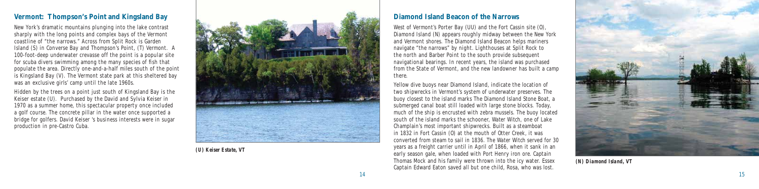## Vermont: Thompson's Point and Kingsland Bay

New York's dramatic mountains plunging into the lake contrast sharply with the long points and complex bays of the Vermont coastline of "the narrows." Across from Split Rock is Garden Island (S) in Converse Bay and Thompson's Point, (T) Vermont. A 100-foot-deep underwater crevasse off the point is a popular site for scuba divers swimming among the many species of fish that populate the area. Directly one-and-a-half miles south of the point is Kingsland Bay (V). The Vermont state park at this sheltered bay was an exclusive girls' camp until the late 1960s.

Hidden by the trees on a point just south of Kingsland Bay is the Keiser estate (U). Purchased by the David and Sylvia Keiser in 1970 as a summer home, this spectacular property once included a golf course. The concrete pillar in the water once supported a bridge for golfers. David Keiser 's business interests were in sugar production in pre-Castro Cuba.

*(U) Keiser Estate, VT*

## Diamond Island Beacon of the Narrows

West of Vermont's Porter Bay (UU) and the Fort Cassin site (O), Diamond Island (N) appears roughly midway between the New York and Vermont shores. The Diamond Island Beacon helps mariners navigate "the narrows" by night. Lighthouses at Split Rock to the north and Barber Point to the south provide subsequent navigational bearings. In recent years, the island was purchased from the State of Vermont, and the new landowner has built a camp there.

Yellow dive buoys near Diamond Island, indicate the location of two shipwrecks in Vermont's system of underwater preserves. The buoy closest to the island marks The Diamond Island Stone Boat, a submerged canal boat still loaded with large stone blocks. Today, much of the ship is encrusted with zebra mussels. The buoy located south of the island marks the schooner, Water Witch, one of Lake Champlain's most important shipwrecks. Built as a steamboat in 1832 in Fort Cassin (O) at the mouth of Otter Creek, it was converted from steam to sail in 1836. The Water Witch served for 30 years as a freight carrier until in April of 1866, when it sank in an early season gale, when loaded with Port Henry iron ore. Captain Thomas Mock and his family were thrown into the icy water. Essex Captain Edward Eaton saved all but one child, Rosa, who was lost.

*(N) Diamond Island, VT*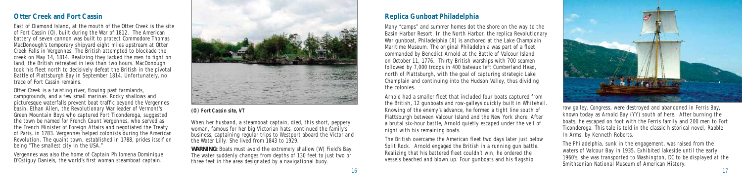## Otter Creek and Fort Cassin

East of Diamond Island, at the mouth of the Otter Creek is the site of Fort Cassin (O), built during the War of 1812. The American battery of seven cannon was built to protect Commodore Thomas MacDonough's temporary shipyard eight miles upstream at Otter Creek Falls in Vergennes. The British attempted to blockade the creek on May 14, 1814. Realizing they lacked the men to fight on land, the British retreated in less than two hours. MacDonough took his fleet north to decisively defeat the British in the pivotal Battle of Plattsburgh Bay in September 1814. Unfortunately, no trace of Fort Cassin remains.

Otter Creek is a twisting river, flowing past farmlands, campgrounds, and a few small marinas. Rocky shallows and picturesque waterfalls prevent boat traffic beyond the Vergennes basin. Ethan Allen, the Revolutionary War leader of Vermont's Green Mountain Boys who captured Fort Ticonderoga, suggested the town be named for French Count Vergennes, who served as the French Minister of Foreign Affairs and negotiated the Treaty of Paris, in 1783. Vergennes helped colonists during the American Revolution. The quaint town, established in 1788, prides itself on being "The smallest city in the USA."

Vergennes was also the home of Captain Philomena Dominique D'Ostiguy Daniels, the world's first woman steamboat captain.

*(O) Fort Cassin site, VT*

When her husband, a steamboat captain, died, this short, peppery woman, famous for her big Victorian hats, continued the family's business, captaining regular trips to Westport aboard the Victor and the Water Lilly. She lived from 1843 to 1929.

**WARNING:** Boats must avoid the extremely shallow (W) Field's Bay. The water suddenly changes from depths of 130 feet to just two or three feet in the area designated by a navigational buoy.

## Replica Gunboat Philadelphia

Many "camps" and summer homes dot the shore on the way to the Basin Harbor Resort. In the North Harbor, the replica Revolutionary War gunboat, Philadelphia (X) is anchored at the Lake Champlain Maritime Museum. The original Philadelphia was part of a fleet commanded by Benedict Arnold at the Battle of Valcour Island on October 11, 1776. Thirty British warships with 700 seamen followed by 7,000 troops in 400 bateaux left Cumberland Head, north of Plattsburgh, with the goal of capturing strategic Lake Champlain and continuing into the Hudson Valley, thus dividing the colonies.

Arnold had a smaller fleet that included four boats captured from the British, 12 gunboats and row-galleys quickly built in Whitehall. Knowing of the enemy's advance, he formed a tight line south of Plattsburgh between Valcour Island and the New York shore. After a brutal six-hour battle, Arnold quietly escaped under the veil of night with his remaining boats.

The British overcame the American fleet two days later just below Split Rock. Arnold engaged the British in a running gun battle. Realizing that his battered fleet couldn't win, he ordered the vessels beached and blown up. Four gunboats and his flagship row galley, Congress, were destroyed and abandoned in Ferris Bay, known today as Arnold Bay (YY) south of here. After burning the boats, he escaped on foot with the Ferris family and 200 men to Fort Ticonderoga. This tale is told in the classic historical novel, Rabble In Arms, by Kenneth Roberts.

The Philadelphia, sunk in the engagement, was raised from the waters of Valcour Bay in 1935. Exhibited lakeside until the early 1960's, she was transported to Washington, DC to be displayed at the Smithsonian National Museum of American History.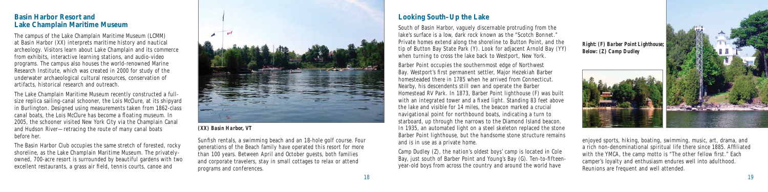## Basin Harbor Resort and Lake Champlain Maritime Museum

The campus of the Lake Champlain Maritime Museum (LCMM) at Basin Harbor (XX) interprets maritime history and nautical archeology. Visitors learn about Lake Champlain and its commerce from exhibits, interactive learning stations, and audio-video programs. The campus also houses the world-renowned Marine Research Institute, which was created in 2000 for study of the underwater archaeological cultural resources, conservation of artifacts, historical research and outreach.

The Lake Champlain Maritime Museum recently constructed a full-size replica sailing-canal schooner, the Lois McClure, at its shipyard in Burlington. Designed using measurements taken from 1862-class canal boats, the Lois McClure has become a floating museum. In 2005, the schooner visited New York City via the Champlain Canal and Hudson River—retracing the route of many canal boats before her.

The Basin Harbor Club occupies the same stretch of forested, rocky shoreline, as the Lake Champlain Maritime Museum. The privately-owned, 700-acre resort is surrounded by beautiful gardens with two excellent restaurants, a grass air field, tennis courts, canoe and

***(XX) Basin Harbor, VT***

Sunfish rentals, a swimming beach and an 18-hole golf course. Four generations of the Beach family have operated this resort for more than 100 years. Between April and October guests, both families and corporate travelers, stay in small cottages to relax or attend programs and conferences.

## Looking South–Up the Lake

South of Basin Harbor, vaguely discernable protruding from the lake's surface is a low, dark rock known as the "Scotch Bonnet." Private homes extend along the shoreline to Button Point, and the tip of Button Bay State Park (Y). Look for adjacent Arnold Bay (YY) when turning to cross the lake back to Westport, New York.

Barber Point occupies the southernmost edge of Northwest Bay. Westport's first permanent settler, Major Hezekiah Barber homesteaded there in 1785 when he arrived from Connecticut. Nearby, his descendents still own and operate the Barber Homestead RV Park. In 1873, Barber Point lighthouse (F) was built with an integrated tower and a fixed light. Standing 83 feet above the lake and visible for 14 miles, the beacon marked a crucial navigational point for northbound boats, indicating a turn to starboard, up through the narrows to the Diamond Island beacon. In 1935, an automated light on a steel skeleton replaced the stone Barber Point lighthouse, but the handsome stone structure remains and is in use as a private home.

Camp Dudley (Z), the nation's oldest boys' camp is located in Cole Bay, just south of Barber Point and Young's Bay (G). Ten-to-fifteen-year-old boys from across the country and around the world have enjoyed sports, hiking, boating, swimming, music, art, drama, and a rich non-denominational spiritual life there since 1885. Affiliated with the YMCA, the camp motto is "The other fellow first." Each camper's loyalty and enthusiasm endures well into adulthood. Reunions are frequent and well attended.

***Right: (F) Barber Point Lighthouse; Below: (Z) Camp Dudley***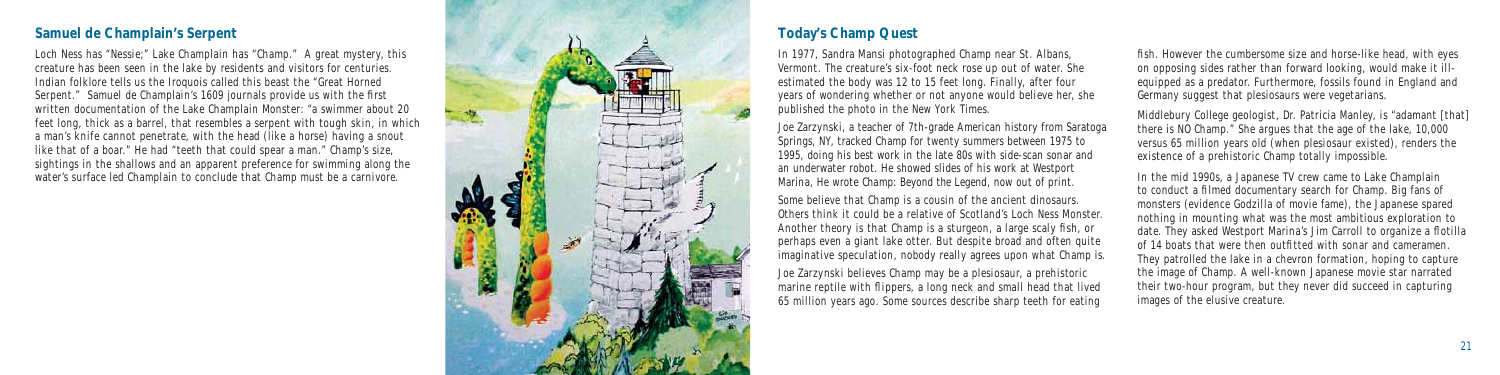## Samuel de Champlain's Serpent

Loch Ness has "Nessie;" Lake Champlain has "Champ." A great mystery, this creature has been seen in the lake by residents and visitors for centuries. Indian folklore tells us the Iroquois called this beast the "Great Horned Serpent." Samuel de Champlain's 1609 journals provide us with the first written documentation of the Lake Champlain Monster: "a swimmer about 20 feet long, thick as a barrel, that resembles a serpent with tough skin, in which a man's knife cannot penetrate, with the head (like a horse) having a snout like that of a boar." He had "teeth that could spear a man." Champ's size, sightings in the shallows and an apparent preference for swimming along the water's surface led Champlain to conclude that Champ must be a carnivore.

## Today's Champ Quest

In 1977, Sandra Mansi photographed Champ near St. Albans, Vermont. The creature's six-foot neck rose up out of water. She estimated the body was 12 to 15 feet long. Finally, after four years of wondering whether or not anyone would believe her, she published the photo in the New York Times.

Joe Zarzynski, a teacher of 7th-grade American history from Saratoga Springs, NY, tracked Champ for twenty summers between 1975 to 1995, doing his best work in the late 80s with side-scan sonar and an underwater robot. He showed slides of his work at Westport Marina, He wrote Champ: Beyond the Legend, now out of print.

Some believe that Champ is a cousin of the ancient dinosaurs. Others think it could be a relative of Scotland's Loch Ness Monster. Another theory is that Champ is a sturgeon, a large scaly fish, or perhaps even a giant lake otter. But despite broad and often quite imaginative speculation, nobody really agrees upon what Champ is.

Joe Zarzynski believes Champ may be a plesiosaur, a prehistoric marine reptile with flippers, a long neck and small head that lived 65 million years ago. Some sources describe sharp teeth for eating fish. However the cumbersome size and horse-like head, with eyes on opposing sides rather than forward looking, would make it ill-equipped as a predator. Furthermore, fossils found in England and Germany suggest that plesiosaurs were vegetarians.

Middlebury College geologist, Dr. Patricia Manley, is "adamant [that] there is NO Champ." She argues that the age of the lake, 10,000 versus 65 million years old (when plesiosaur existed), renders the existence of a prehistoric Champ totally impossible.

In the mid 1990s, a Japanese TV crew came to Lake Champlain to conduct a filmed documentary search for Champ. Big fans of monsters (evidence Godzilla of movie fame), the Japanese spared nothing in mounting what was the most ambitious exploration to date. They asked Westport Marina's Jim Carroll to organize a flotilla of 14 boats that were then outfitted with sonar and cameramen. They patrolled the lake in a chevron formation, hoping to capture the image of Champ. A well-known Japanese movie star narrated their two-hour program, but they never did succeed in capturing images of the elusive creature.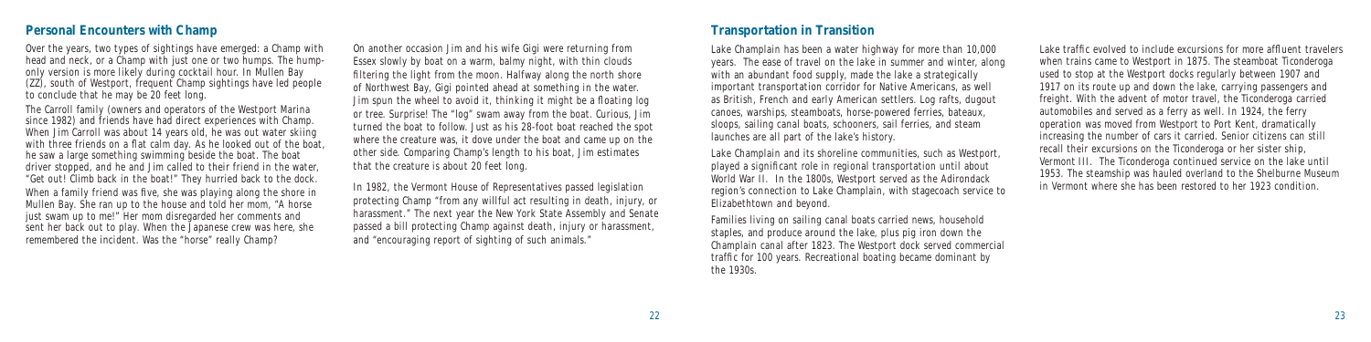## Personal Encounters with Champ

Over the years, two types of sightings have emerged: a Champ with head and neck, or a Champ with just one or two humps. The hump-only version is more likely during cocktail hour. In Mullen Bay (ZZ), south of Westport, frequent Champ sightings have led people to conclude that he may be 20 feet long.

The Carroll family (owners and operators of the Westport Marina since 1982) and friends have had direct experiences with Champ. When Jim Carroll was about 14 years old, he was out water skiing with three friends on a flat calm day. As he looked out of the boat, he saw a large something swimming beside the boat. The boat driver stopped, and he and Jim called to their friend in the water, "Get out! Climb back in the boat!" They hurried back to the dock.

When a family friend was five, she was playing along the shore in Mullen Bay. She ran up to the house and told her mom, "A horse just swam up to me!" Her mom disregarded her comments and sent her back out to play. When the Japanese crew was here, she remembered the incident. Was the "horse" really Champ?

On another occasion Jim and his wife Gigi were returning from Essex slowly by boat on a warm, balmy night, with thin clouds filtering the light from the moon. Halfway along the north shore of Northwest Bay, Gigi pointed ahead at something in the water. Jim spun the wheel to avoid it, thinking it might be a floating log or tree. Surprise! The "log" swam away from the boat. Curious, Jim turned the boat to follow. Just as his 28-foot boat reached the spot where the creature was, it dove under the boat and came up on the other side. Comparing Champ's length to his boat, Jim estimates that the creature is about 20 feet long.

In 1982, the Vermont House of Representatives passed legislation protecting Champ "from any willful act resulting in death, injury, or harassment." The next year the New York State Assembly and Senate passed a bill protecting Champ against death, injury or harassment, and "encouraging report of sighting of such animals."

## Transportation in Transition

Lake Champlain has been a water highway for more than 10,000 years. The ease of travel on the lake in summer and winter, along with an abundant food supply, made the lake a strategically important transportation corridor for Native Americans, as well as British, French and early American settlers. Log rafts, dugout canoes, warships, steamboats, horse-powered ferries, bateaux, sloops, sailing canal boats, schooners, sail ferries, and steam launches are all part of the lake's history.

Lake Champlain and its shoreline communities, such as Westport, played a significant role in regional transportation until about World War II. In the 1800s, Westport served as the Adirondack region's connection to Lake Champlain, with stagecoach service to Elizabethtown and beyond.

Families living on sailing canal boats carried news, household staples, and produce around the lake, plus pig iron down the Champlain canal after 1823. The Westport dock served commercial traffic for 100 years. Recreational boating became dominant by the 1930s.

Lake traffic evolved to include excursions for more affluent travelers when trains came to Westport in 1875. The steamboat Ticonderoga used to stop at the Westport docks regularly between 1907 and 1917 on its route up and down the lake, carrying passengers and freight. With the advent of motor travel, the Ticonderoga carried automobiles and served as a ferry as well. In 1924, the ferry operation was moved from Westport to Port Kent, dramatically increasing the number of cars it carried. Senior citizens can still recall their excursions on the Ticonderoga or her sister ship, Vermont III. The Ticonderoga continued service on the lake until 1953. The steamship was hauled overland to the Shelburne Museum in Vermont where she has been restored to her 1923 condition.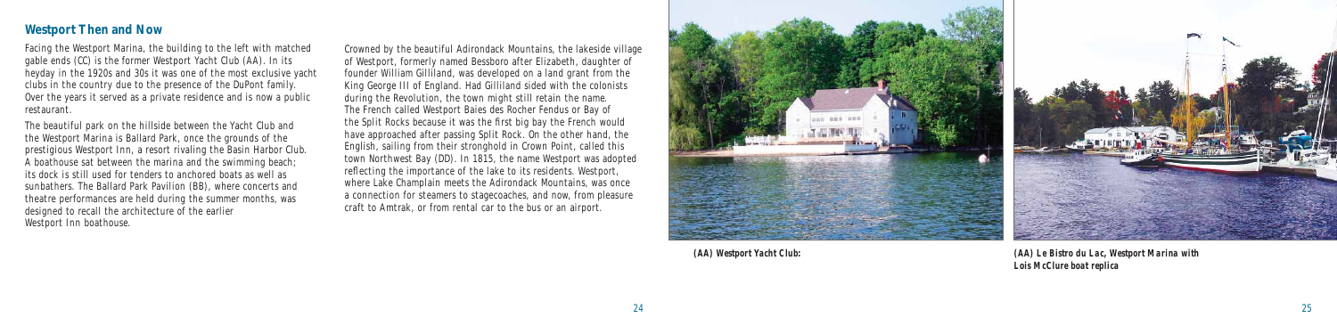## Westport Then and Now

Facing the Westport Marina, the building to the left with matched gable ends (CC) is the former Westport Yacht Club (AA). In its heyday in the 1920s and 30s it was one of the most exclusive yacht clubs in the country due to the presence of the DuPont family. Over the years it served as a private residence and is now a public restaurant.

The beautiful park on the hillside between the Yacht Club and the Westport Marina is Ballard Park, once the grounds of the prestigious Westport Inn, a resort rivaling the Basin Harbor Club. A boathouse sat between the marina and the swimming beach; its dock is still used for tenders to anchored boats as well as sunbathers. The Ballard Park Pavilion (BB), where concerts and theatre performances are held during the summer months, was designed to recall the architecture of the earlier Westport Inn boathouse.

Crowned by the beautiful Adirondack Mountains, the lakeside village of Westport, formerly named Bessboro after Elizabeth, daughter of founder William Gilliland, was developed on a land grant from the King George III of England. Had Gilliland sided with the colonists during the Revolution, the town might still retain the name. The French called Westport Baies des Rocher Fendus or Bay of the Split Rocks because it was the first big bay the French would have approached after passing Split Rock. On the other hand, the English, sailing from their stronghold in Crown Point, called this town Northwest Bay (DD). In 1815, the name Westport was adopted reflecting the importance of the lake to its residents. Westport, where Lake Champlain meets the Adirondack Mountains, was once a connection for steamers to stagecoaches, and now, from pleasure craft to Amtrak, or from rental car to the bus or an airport.

***(AA) Westport Yacht Club:***

***(AA) Le Bistro du Lac, Westport Marina with Lois McClure boat replica***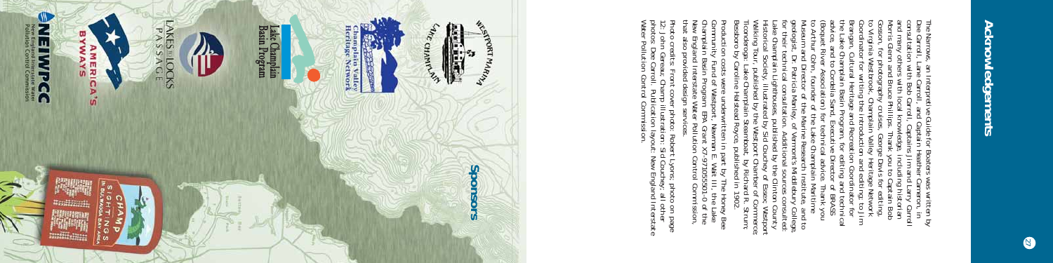# Acknowledgements

The Narrows, an Interpretive Guide for Boaters was written by Dee Carroll, Lane Carroll, and Captain Heather Cameron, in consultation with Bob Carroll, Captains Jim and Larry Carroll and many others with local knowledge, including historian Morris Glenn and Bruce Phillips. Thank you to Captain Bob Gosson, for photography cruises, George Davis for editing, to Virginia Westbrook, Champlain Valley Heritage Network Coordinator for writing the introduction and editing; to Jim Brangan, Cultural Heritage and Recreation Coordinator for the Lake Champlain Basin Program, for editing and technical advice, and to Cordelia Sand, Executive Director of BRASS (Boquet River Association) for technical advice. Thank you to Arthur Cohn, founder of the Lake Champlain Maritime Museum and Director of the Marine Research Institute, and to geologist, Dr. Patricia Manley, of Vermont's Middlebury College, for their technical consultation. Additional sources consulted: Lake Champlain Lighthouses, published by the Clinton County Historical Society, illustrated by Sid Couchey of Essex; Westport Walking Tour, published by the Westport Chamber of Commerce; Ticonderoga, Lake Champlain Steamboat, by Richard R. Strum; Bessboro by Caroline Halstead Royce, published in 1902.

Production costs were underwritten in part by The Honey Bee Community Fund of Westport, Newman E. Wait III, the Lake Champlain Basin Program, EPA Grant X7-97105501-0 of the New England Interstate Water Pollution Control Commission, that also provided design services.

Photo credits: Front cover photo: Robert Lyons; photo on page 12: John Gereau; Champ illustration: Sid Couchey; all other photos: Dee Carroll. Publication layout: New England Interstate Water Pollution Control Commission.

## Sponsors

Westport Marina, Lake Champlain

Champlain Valley Heritage Network

Lake Champlain Basin Program

Lakes to Locks Passage

America's Byways

NEIWPCC — New England Interstate Water Pollution Control Commission

Champ Sightings in Bulwagga Bay Area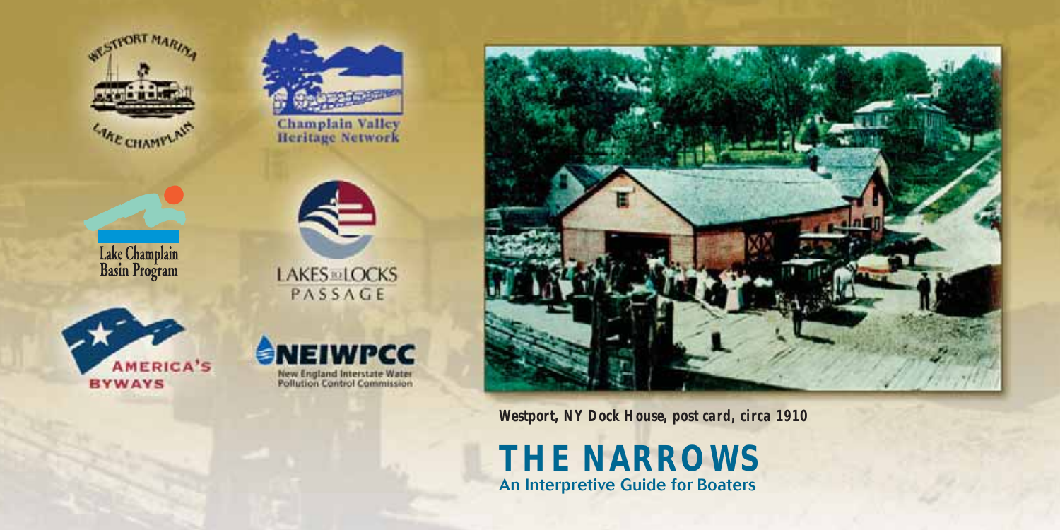Westport, NY Dock House, post card, circa 1910

# THE NARROWS

## An Interpretive Guide for Boaters